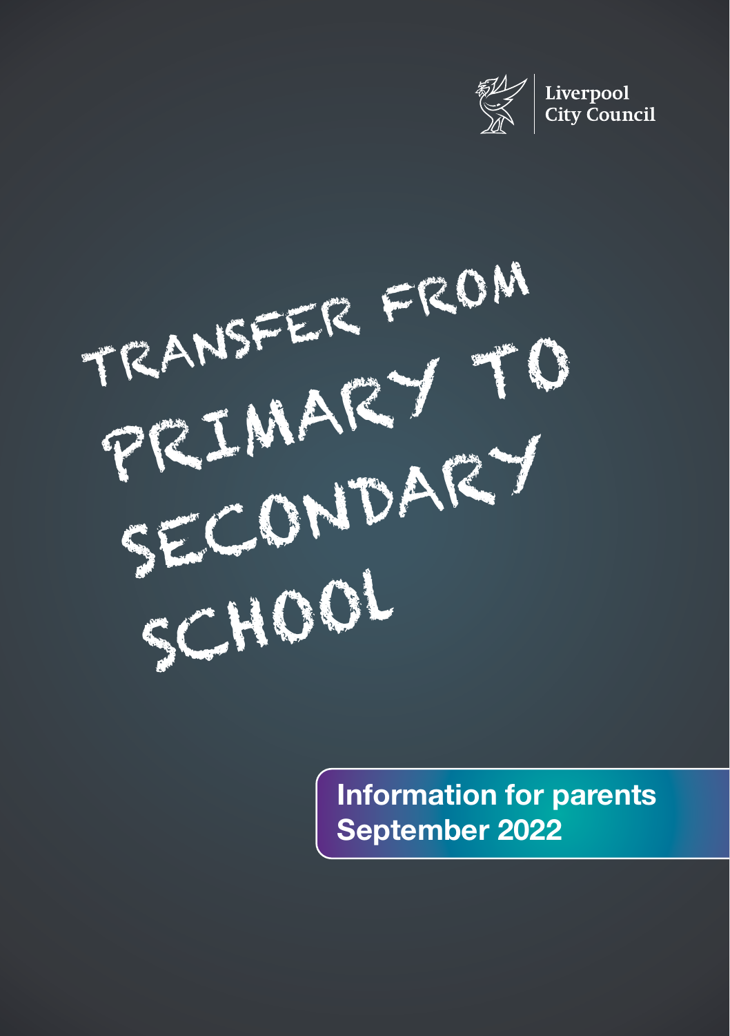Liverpool City Council

# TRANSFER FROM PRIMARY TO SECONDARY SCHOOL

**Information for parents**
**September 2022**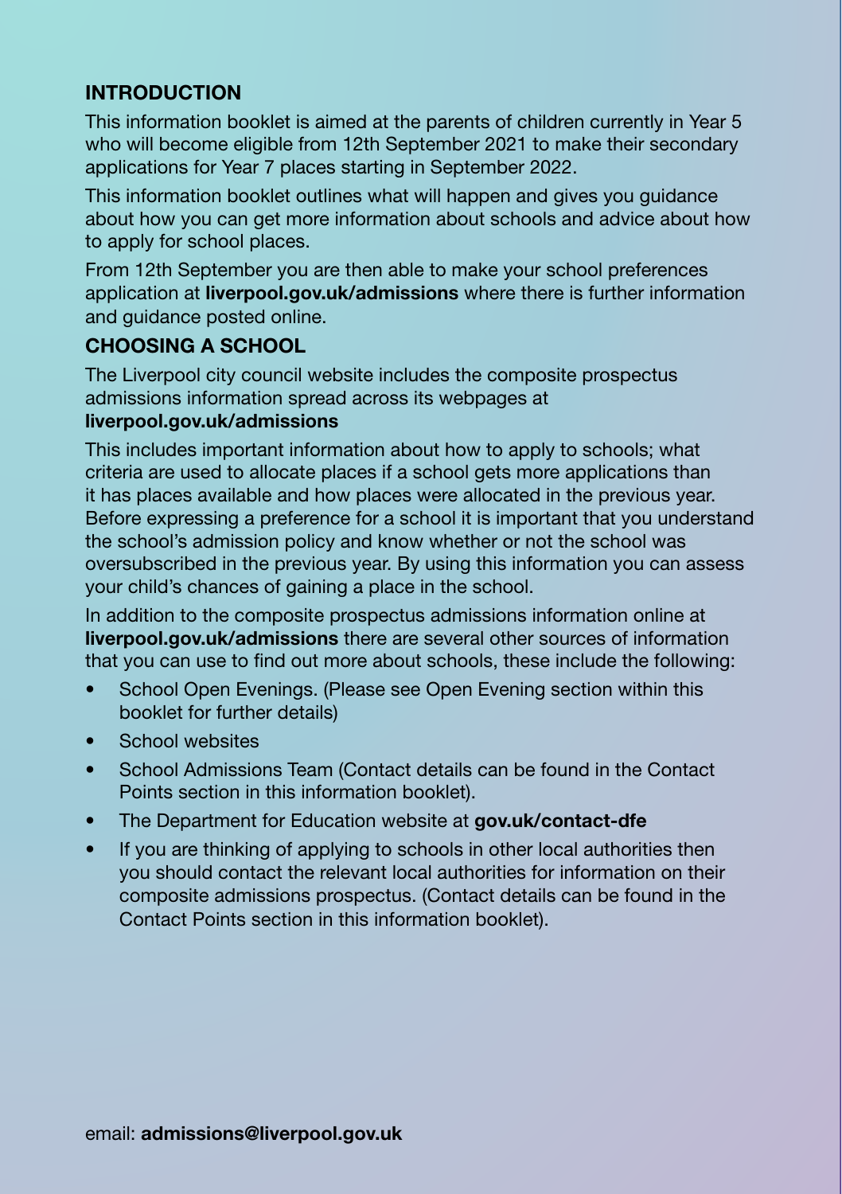## INTRODUCTION

This information booklet is aimed at the parents of children currently in Year 5 who will become eligible from 12th September 2021 to make their secondary applications for Year 7 places starting in September 2022.

This information booklet outlines what will happen and gives you guidance about how you can get more information about schools and advice about how to apply for school places.

From 12th September you are then able to make your school preferences application at **liverpool.gov.uk/admissions** where there is further information and guidance posted online.

## CHOOSING A SCHOOL

The Liverpool city council website includes the composite prospectus admissions information spread across its webpages at **liverpool.gov.uk/admissions**

This includes important information about how to apply to schools; what criteria are used to allocate places if a school gets more applications than it has places available and how places were allocated in the previous year. Before expressing a preference for a school it is important that you understand the school's admission policy and know whether or not the school was oversubscribed in the previous year. By using this information you can assess your child's chances of gaining a place in the school.

In addition to the composite prospectus admissions information online at **liverpool.gov.uk/admissions** there are several other sources of information that you can use to find out more about schools, these include the following:

- School Open Evenings. (Please see Open Evening section within this booklet for further details)
- School websites
- School Admissions Team (Contact details can be found in the Contact Points section in this information booklet).
- The Department for Education website at **gov.uk/contact-dfe**
- If you are thinking of applying to schools in other local authorities then you should contact the relevant local authorities for information on their composite admissions prospectus. (Contact details can be found in the Contact Points section in this information booklet).

email: **admissions@liverpool.gov.uk**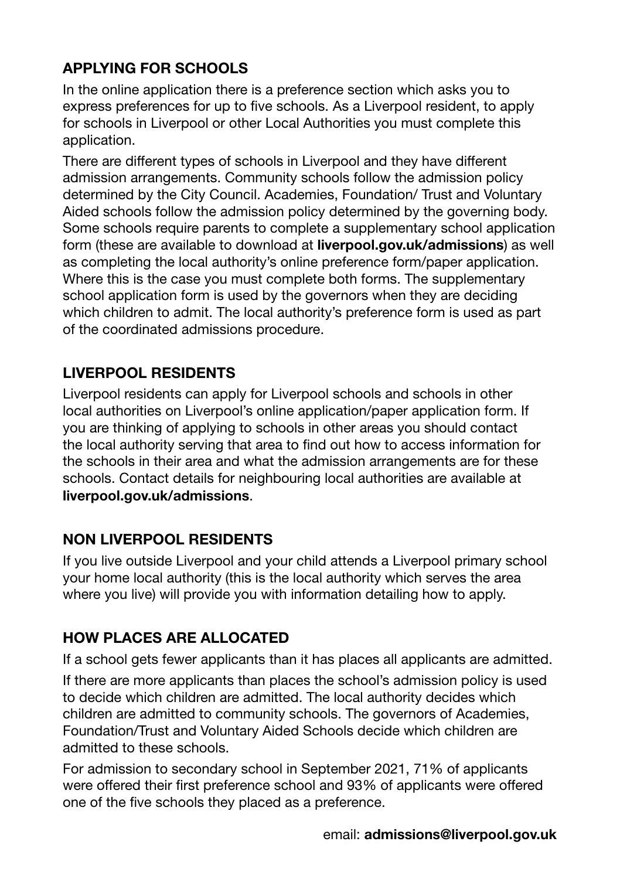## APPLYING FOR SCHOOLS

In the online application there is a preference section which asks you to express preferences for up to five schools. As a Liverpool resident, to apply for schools in Liverpool or other Local Authorities you must complete this application.

There are different types of schools in Liverpool and they have different admission arrangements. Community schools follow the admission policy determined by the City Council. Academies, Foundation/ Trust and Voluntary Aided schools follow the admission policy determined by the governing body. Some schools require parents to complete a supplementary school application form (these are available to download at **liverpool.gov.uk/admissions**) as well as completing the local authority's online preference form/paper application. Where this is the case you must complete both forms. The supplementary school application form is used by the governors when they are deciding which children to admit. The local authority's preference form is used as part of the coordinated admissions procedure.

## LIVERPOOL RESIDENTS

Liverpool residents can apply for Liverpool schools and schools in other local authorities on Liverpool's online application/paper application form. If you are thinking of applying to schools in other areas you should contact the local authority serving that area to find out how to access information for the schools in their area and what the admission arrangements are for these schools. Contact details for neighbouring local authorities are available at **liverpool.gov.uk/admissions**.

## NON LIVERPOOL RESIDENTS

If you live outside Liverpool and your child attends a Liverpool primary school your home local authority (this is the local authority which serves the area where you live) will provide you with information detailing how to apply.

## HOW PLACES ARE ALLOCATED

If a school gets fewer applicants than it has places all applicants are admitted.

If there are more applicants than places the school's admission policy is used to decide which children are admitted. The local authority decides which children are admitted to community schools. The governors of Academies, Foundation/Trust and Voluntary Aided Schools decide which children are admitted to these schools.

For admission to secondary school in September 2021, 71% of applicants were offered their first preference school and 93% of applicants were offered one of the five schools they placed as a preference.

email: **admissions@liverpool.gov.uk**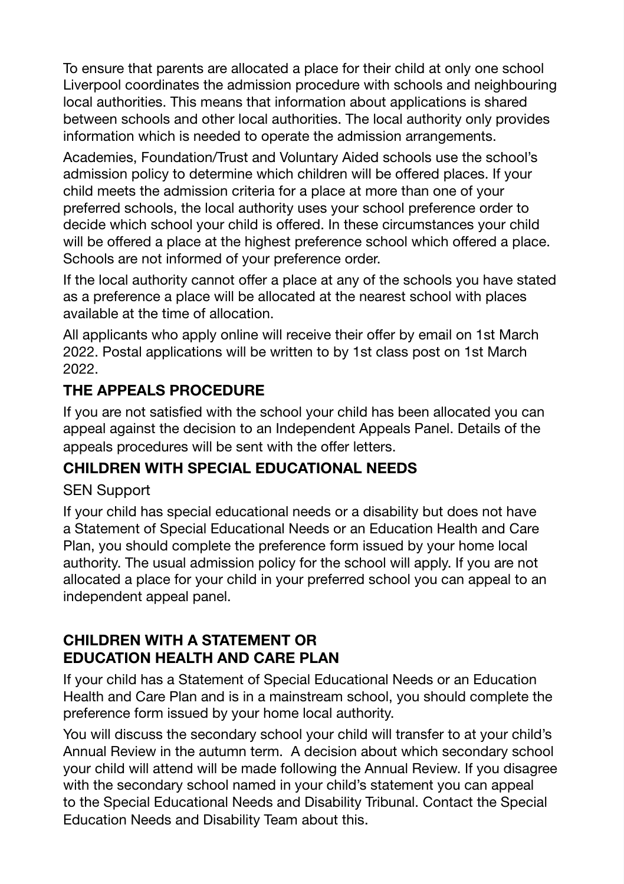To ensure that parents are allocated a place for their child at only one school Liverpool coordinates the admission procedure with schools and neighbouring local authorities. This means that information about applications is shared between schools and other local authorities. The local authority only provides information which is needed to operate the admission arrangements.

Academies, Foundation/Trust and Voluntary Aided schools use the school's admission policy to determine which children will be offered places. If your child meets the admission criteria for a place at more than one of your preferred schools, the local authority uses your school preference order to decide which school your child is offered. In these circumstances your child will be offered a place at the highest preference school which offered a place. Schools are not informed of your preference order.

If the local authority cannot offer a place at any of the schools you have stated as a preference a place will be allocated at the nearest school with places available at the time of allocation.

All applicants who apply online will receive their offer by email on 1st March 2022. Postal applications will be written to by 1st class post on 1st March 2022.

## THE APPEALS PROCEDURE

If you are not satisfied with the school your child has been allocated you can appeal against the decision to an Independent Appeals Panel. Details of the appeals procedures will be sent with the offer letters.

## CHILDREN WITH SPECIAL EDUCATIONAL NEEDS

SEN Support

If your child has special educational needs or a disability but does not have a Statement of Special Educational Needs or an Education Health and Care Plan, you should complete the preference form issued by your home local authority. The usual admission policy for the school will apply. If you are not allocated a place for your child in your preferred school you can appeal to an independent appeal panel.

## CHILDREN WITH A STATEMENT OR EDUCATION HEALTH AND CARE PLAN

If your child has a Statement of Special Educational Needs or an Education Health and Care Plan and is in a mainstream school, you should complete the preference form issued by your home local authority.

You will discuss the secondary school your child will transfer to at your child's Annual Review in the autumn term. A decision about which secondary school your child will attend will be made following the Annual Review. If you disagree with the secondary school named in your child's statement you can appeal to the Special Educational Needs and Disability Tribunal. Contact the Special Education Needs and Disability Team about this.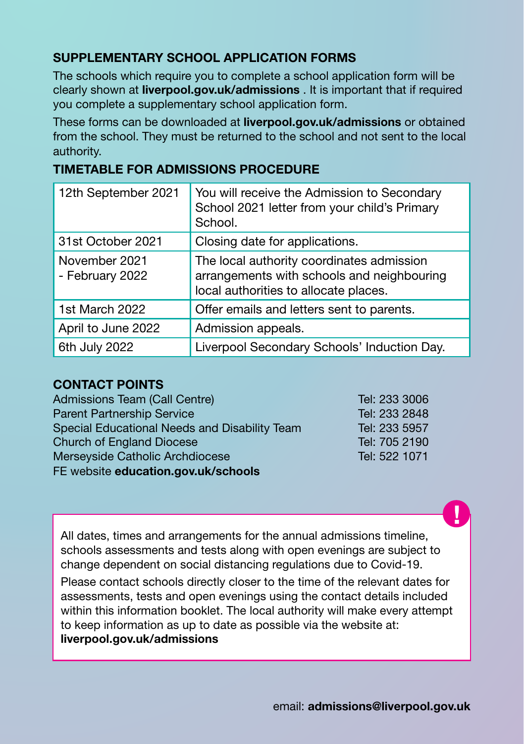## SUPPLEMENTARY SCHOOL APPLICATION FORMS

The schools which require you to complete a school application form will be clearly shown at **liverpool.gov.uk/admissions** . It is important that if required you complete a supplementary school application form.

These forms can be downloaded at **liverpool.gov.uk/admissions** or obtained from the school. They must be returned to the school and not sent to the local authority.

## TIMETABLE FOR ADMISSIONS PROCEDURE

| | |
|---|---|
| 12th September 2021 | You will receive the Admission to Secondary School 2021 letter from your child's Primary School. |
| 31st October 2021 | Closing date for applications. |
| November 2021 - February 2022 | The local authority coordinates admission arrangements with schools and neighbouring local authorities to allocate places. |
| 1st March 2022 | Offer emails and letters sent to parents. |
| April to June 2022 | Admission appeals. |
| 6th July 2022 | Liverpool Secondary Schools' Induction Day. |

## CONTACT POINTS

| | |
|---|---|
| Admissions Team (Call Centre) | Tel: 233 3006 |
| Parent Partnership Service | Tel: 233 2848 |
| Special Educational Needs and Disability Team | Tel: 233 5957 |
| Church of England Diocese | Tel: 705 2190 |
| Merseyside Catholic Archdiocese | Tel: 522 1071 |

FE website **education.gov.uk/schools**

All dates, times and arrangements for the annual admissions timeline, schools assessments and tests along with open evenings are subject to change dependent on social distancing regulations due to Covid-19.

Please contact schools directly closer to the time of the relevant dates for assessments, tests and open evenings using the contact details included within this information booklet. The local authority will make every attempt to keep information as up to date as possible via the website at: **liverpool.gov.uk/admissions**

email: **admissions@liverpool.gov.uk**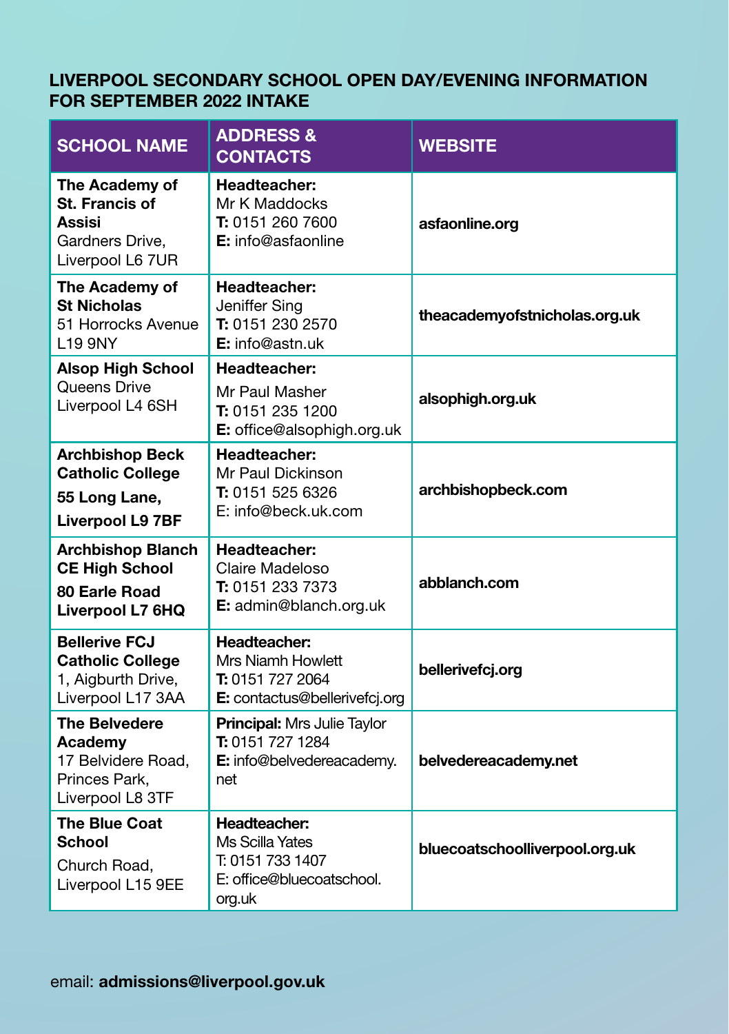## LIVERPOOL SECONDARY SCHOOL OPEN DAY/EVENING INFORMATION FOR SEPTEMBER 2022 INTAKE

| SCHOOL NAME | ADDRESS & CONTACTS | WEBSITE |
|---|---|---|
| **The Academy of St. Francis of Assisi** Gardners Drive, Liverpool L6 7UR | **Headteacher:** Mr K Maddocks **T:** 0151 260 7600 **E:** info@asfaonline | **asfaonline.org** |
| **The Academy of St Nicholas** 51 Horrocks Avenue L19 9NY | **Headteacher:** Jeniffer Sing **T:** 0151 230 2570 **E:** info@astn.uk | **theacademyofstnicholas.org.uk** |
| **Alsop High School** Queens Drive Liverpool L4 6SH | **Headteacher:** Mr Paul Masher **T:** 0151 235 1200 **E:** office@alsophigh.org.uk | **alsophigh.org.uk** |
| **Archbishop Beck Catholic College 55 Long Lane, Liverpool L9 7BF** | **Headteacher:** Mr Paul Dickinson **T:** 0151 525 6326 E: info@beck.uk.com | **archbishopbeck.com** |
| **Archbishop Blanch CE High School 80 Earle Road Liverpool L7 6HQ** | **Headteacher:** Claire Madeloso **T:** 0151 233 7373 **E:** admin@blanch.org.uk | **abblanch.com** |
| **Bellerive FCJ Catholic College** 1, Aigburth Drive, Liverpool L17 3AA | **Headteacher:** Mrs Niamh Howlett **T:** 0151 727 2064 **E:** contactus@bellerivefcj.org | **bellerivefcj.org** |
| **The Belvedere Academy** 17 Belvidere Road, Princes Park, Liverpool L8 3TF | **Principal:** Mrs Julie Taylor **T:** 0151 727 1284 **E:** info@belvedereacademy.net | **belvedereacademy.net** |
| **The Blue Coat School** Church Road, Liverpool L15 9EE | **Headteacher:** Ms Scilla Yates T: 0151 733 1407 E: office@bluecoatschool.org.uk | **bluecoatschoolliverpool.org.uk** |

email: **admissions@liverpool.gov.uk**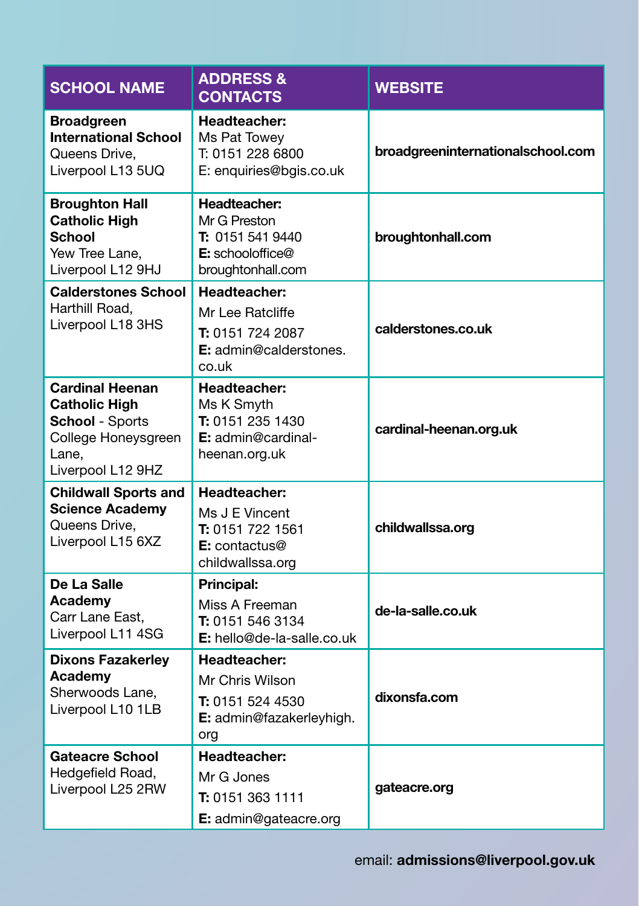| SCHOOL NAME | ADDRESS & CONTACTS | WEBSITE |
|---|---|---|
| **Broadgreen International School** Queens Drive, Liverpool L13 5UQ | **Headteacher:** Ms Pat Towey T: 0151 228 6800 E: enquiries@bgis.co.uk | **broadgreeninternationalschool.com** |
| **Broughton Hall Catholic High School** Yew Tree Lane, Liverpool L12 9HJ | **Headteacher:** Mr G Preston **T:** 0151 541 9440 **E:** schooloffice@broughtonhall.com | **broughtonhall.com** |
| **Calderstones School** Harthill Road, Liverpool L18 3HS | **Headteacher:** Mr Lee Ratcliffe **T:** 0151 724 2087 **E:** admin@calderstones.co.uk | **calderstones.co.uk** |
| **Cardinal Heenan Catholic High School** - Sports College Honeysgreen Lane, Liverpool L12 9HZ | **Headteacher:** Ms K Smyth **T:** 0151 235 1430 **E:** admin@cardinal-heenan.org.uk | **cardinal-heenan.org.uk** |
| **Childwall Sports and Science Academy** Queens Drive, Liverpool L15 6XZ | **Headteacher:** Ms J E Vincent **T:** 0151 722 1561 **E:** contactus@childwallssa.org | **childwallssa.org** |
| **De La Salle Academy** Carr Lane East, Liverpool L11 4SG | **Principal:** Miss A Freeman **T:** 0151 546 3134 **E:** hello@de-la-salle.co.uk | **de-la-salle.co.uk** |
| **Dixons Fazakerley Academy** Sherwoods Lane, Liverpool L10 1LB | **Headteacher:** Mr Chris Wilson **T:** 0151 524 4530 **E:** admin@fazakerleyhigh.org | **dixonsfa.com** |
| **Gateacre School** Hedgefield Road, Liverpool L25 2RW | **Headteacher:** Mr G Jones **T:** 0151 363 1111 **E:** admin@gateacre.org | **gateacre.org** |

email: **admissions@liverpool.gov.uk**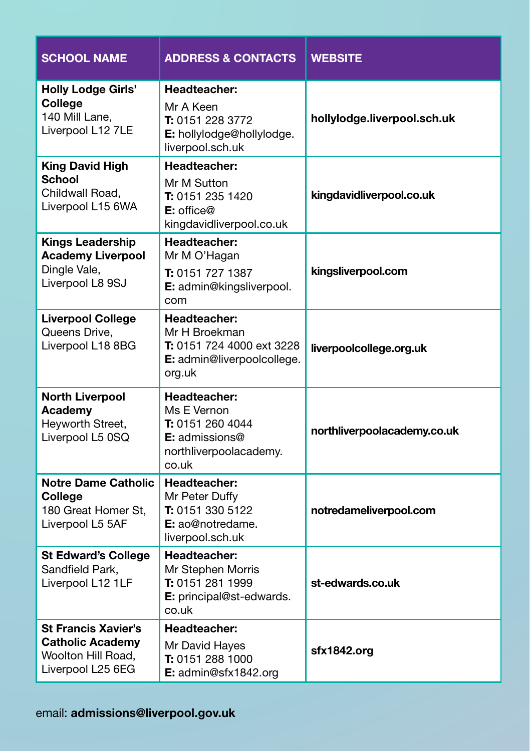| SCHOOL NAME | ADDRESS & CONTACTS | WEBSITE |
|---|---|---|
| **Holly Lodge Girls' College** 140 Mill Lane, Liverpool L12 7LE | **Headteacher:** Mr A Keen **T:** 0151 228 3772 **E:** hollylodge@hollylodge.liverpool.sch.uk | **hollylodge.liverpool.sch.uk** |
| **King David High School** Childwall Road, Liverpool L15 6WA | **Headteacher:** Mr M Sutton **T:** 0151 235 1420 **E:** office@kingdavidliverpool.co.uk | **kingdavidliverpool.co.uk** |
| **Kings Leadership Academy Liverpool** Dingle Vale, Liverpool L8 9SJ | **Headteacher:** Mr M O'Hagan **T:** 0151 727 1387 **E:** admin@kingsliverpool.com | **kingsliverpool.com** |
| **Liverpool College** Queens Drive, Liverpool L18 8BG | **Headteacher:** Mr H Broekman **T:** 0151 724 4000 ext 3228 **E:** admin@liverpoolcollege.org.uk | **liverpoolcollege.org.uk** |
| **North Liverpool Academy** Heyworth Street, Liverpool L5 0SQ | **Headteacher:** Ms E Vernon **T:** 0151 260 4044 **E:** admissions@northliverpoolacademy.co.uk | **northliverpoolacademy.co.uk** |
| **Notre Dame Catholic College** 180 Great Homer St, Liverpool L5 5AF | **Headteacher:** Mr Peter Duffy **T:** 0151 330 5122 **E:** ao@notredame.liverpool.sch.uk | **notredameliverpool.com** |
| **St Edward's College** Sandfield Park, Liverpool L12 1LF | **Headteacher:** Mr Stephen Morris **T:** 0151 281 1999 **E:** principal@st-edwards.co.uk | **st-edwards.co.uk** |
| **St Francis Xavier's Catholic Academy** Woolton Hill Road, Liverpool L25 6EG | **Headteacher:** Mr David Hayes **T:** 0151 288 1000 **E:** admin@sfx1842.org | **sfx1842.org** |

email: **admissions@liverpool.gov.uk**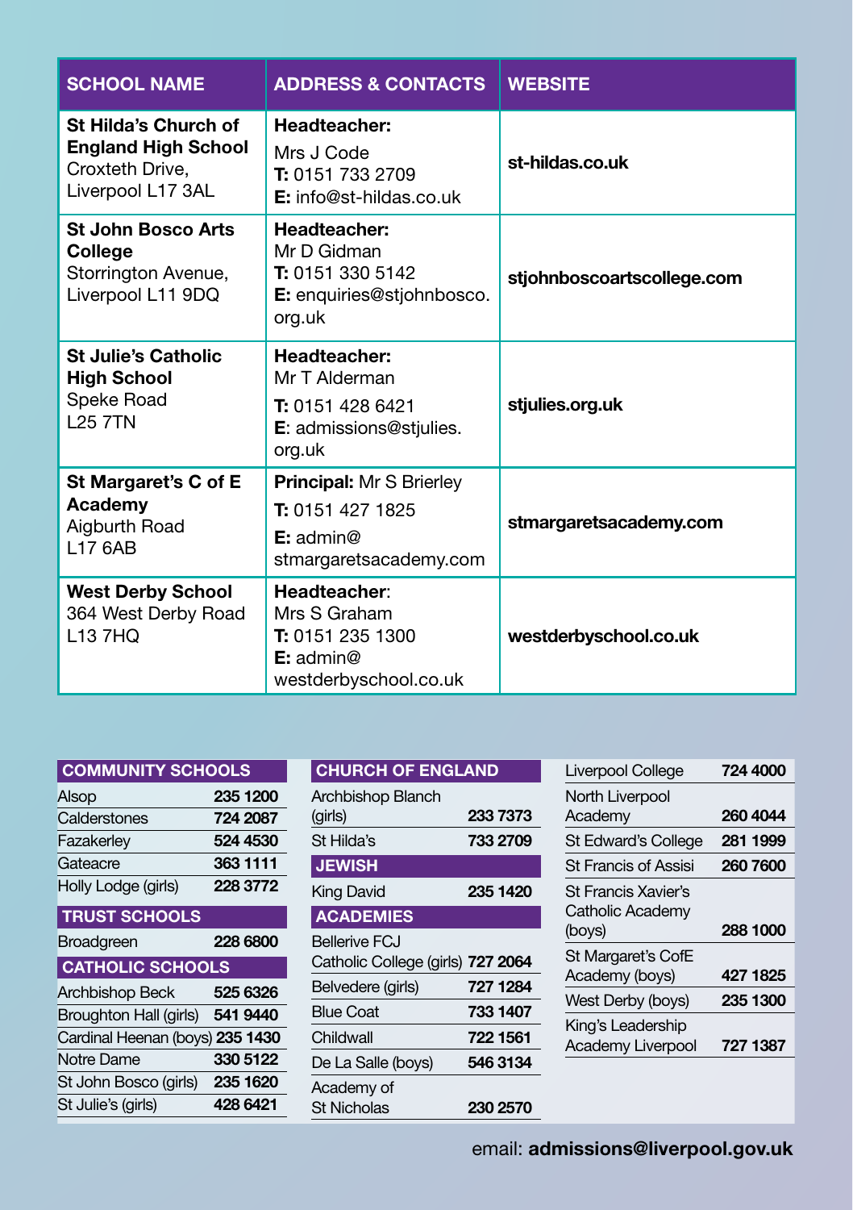| SCHOOL NAME | ADDRESS & CONTACTS | WEBSITE |
| --- | --- | --- |
| **St Hilda's Church of England High School** Croxteth Drive, Liverpool L17 3AL | **Headteacher:** Mrs J Code **T:** 0151 733 2709 **E:** info@st-hildas.co.uk | **st-hildas.co.uk** |
| **St John Bosco Arts College** Storrington Avenue, Liverpool L11 9DQ | **Headteacher:** Mr D Gidman **T:** 0151 330 5142 **E:** enquiries@stjohnbosco.org.uk | **stjohnboscoartscollege.com** |
| **St Julie's Catholic High School** Speke Road L25 7TN | **Headteacher:** Mr T Alderman **T:** 0151 428 6421 **E**: admissions@stjulies.org.uk | **stjulies.org.uk** |
| **St Margaret's C of E Academy** Aigburth Road L17 6AB | **Principal:** Mr S Brierley **T:** 0151 427 1825 **E:** admin@stmargaretsacademy.com | **stmargaretsacademy.com** |
| **West Derby School** 364 West Derby Road L13 7HQ | **Headteacher**: Mrs S Graham **T:** 0151 235 1300 **E:** admin@westderbyschool.co.uk | **westderbyschool.co.uk** |

| COMMUNITY SCHOOLS | |
| --- | --- |
| Alsop | **235 1200** |
| Calderstones | **724 2087** |
| Fazakerley | **524 4530** |
| Gateacre | **363 1111** |
| Holly Lodge (girls) | **228 3772** |
| **TRUST SCHOOLS** | |
| Broadgreen | **228 6800** |
| **CATHOLIC SCHOOLS** | |
| Archbishop Beck | **525 6326** |
| Broughton Hall (girls) | **541 9440** |
| Cardinal Heenan (boys) | **235 1430** |
| Notre Dame | **330 5122** |
| St John Bosco (girls) | **235 1620** |
| St Julie's (girls) | **428 6421** |

| CHURCH OF ENGLAND | |
| --- | --- |
| Archbishop Blanch (girls) | **233 7373** |
| St Hilda's | **733 2709** |
| **JEWISH** | |
| King David | **235 1420** |
| **ACADEMIES** | |
| Bellerive FCJ Catholic College (girls) | **727 2064** |
| Belvedere (girls) | **727 1284** |
| Blue Coat | **733 1407** |
| Childwall | **722 1561** |
| De La Salle (boys) | **546 3134** |
| Academy of St Nicholas | **230 2570** |
| Liverpool College | **724 4000** |
| North Liverpool Academy | **260 4044** |
| St Edward's College | **281 1999** |
| St Francis of Assisi | **260 7600** |
| St Francis Xavier's Catholic Academy (boys) | **288 1000** |
| St Margaret's CofE Academy (boys) | **427 1825** |
| West Derby (boys) | **235 1300** |
| King's Leadership Academy Liverpool | **727 1387** |

email: **admissions@liverpool.gov.uk**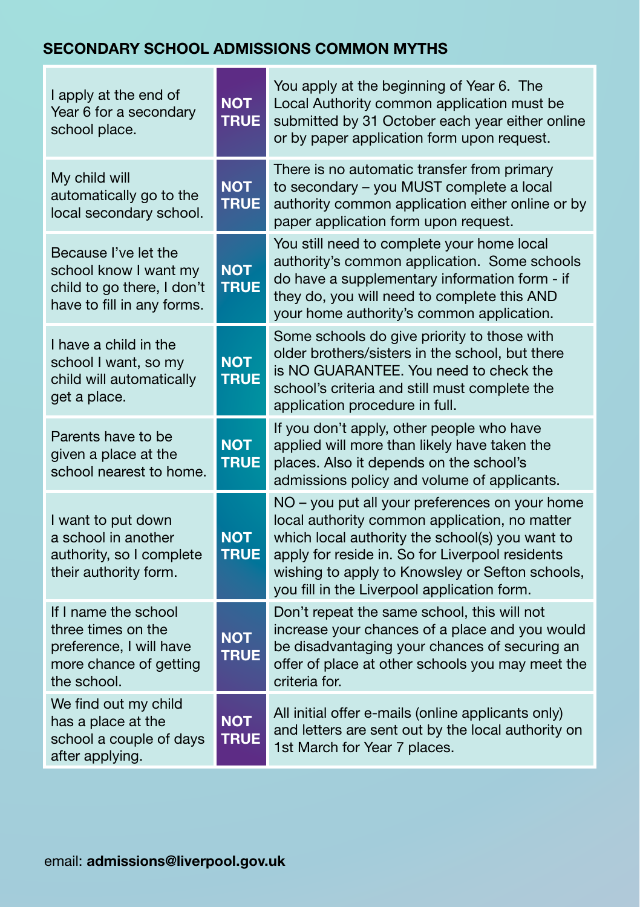## SECONDARY SCHOOL ADMISSIONS COMMON MYTHS

| | | |
|---|---|---|
| I apply at the end of Year 6 for a secondary school place. | **NOT TRUE** | You apply at the beginning of Year 6. The Local Authority common application must be submitted by 31 October each year either online or by paper application form upon request. |
| My child will automatically go to the local secondary school. | **NOT TRUE** | There is no automatic transfer from primary to secondary – you MUST complete a local authority common application either online or by paper application form upon request. |
| Because I've let the school know I want my child to go there, I don't have to fill in any forms. | **NOT TRUE** | You still need to complete your home local authority's common application. Some schools do have a supplementary information form - if they do, you will need to complete this AND your home authority's common application. |
| I have a child in the school I want, so my child will automatically get a place. | **NOT TRUE** | Some schools do give priority to those with older brothers/sisters in the school, but there is NO GUARANTEE. You need to check the school's criteria and still must complete the application procedure in full. |
| Parents have to be given a place at the school nearest to home. | **NOT TRUE** | If you don't apply, other people who have applied will more than likely have taken the places. Also it depends on the school's admissions policy and volume of applicants. |
| I want to put down a school in another authority, so I complete their authority form. | **NOT TRUE** | NO – you put all your preferences on your home local authority common application, no matter which local authority the school(s) you want to apply for reside in. So for Liverpool residents wishing to apply to Knowsley or Sefton schools, you fill in the Liverpool application form. |
| If I name the school three times on the preference, I will have more chance of getting the school. | **NOT TRUE** | Don't repeat the same school, this will not increase your chances of a place and you would be disadvantaging your chances of securing an offer of place at other schools you may meet the criteria for. |
| We find out my child has a place at the school a couple of days after applying. | **NOT TRUE** | All initial offer e-mails (online applicants only) and letters are sent out by the local authority on 1st March for Year 7 places. |

email: **admissions@liverpool.gov.uk**